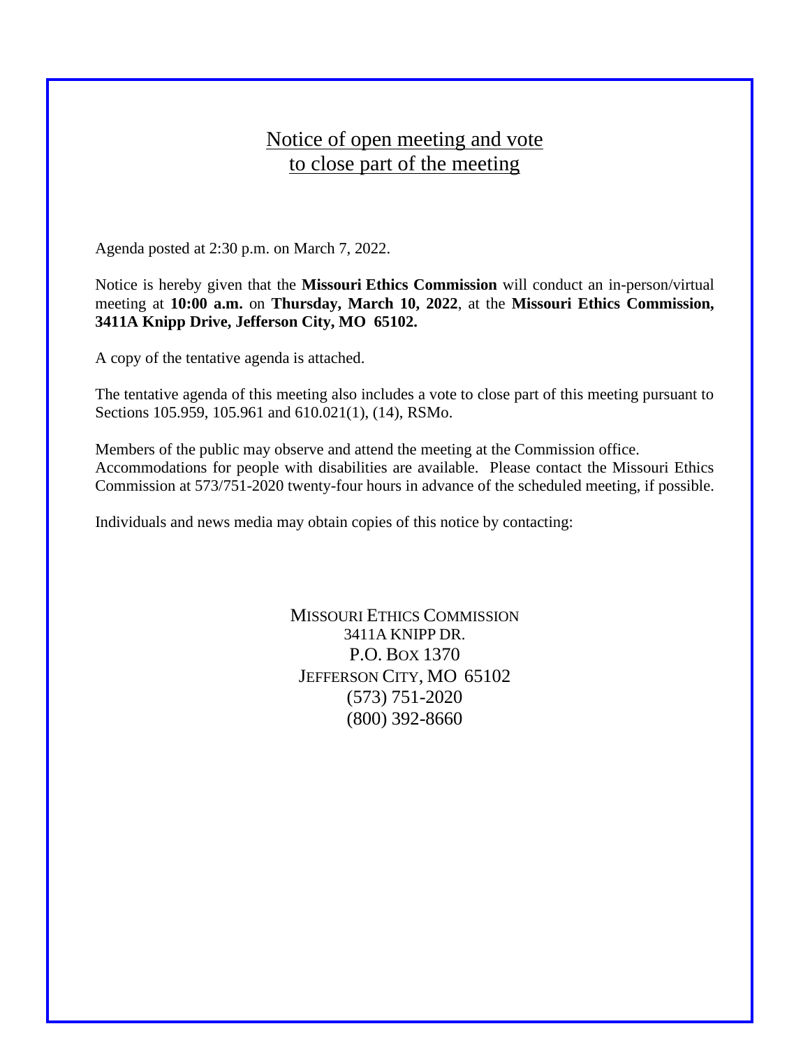# Notice of open meeting and vote to close part of the meeting

Agenda posted at 2:30 p.m. on March 7, 2022.

Notice is hereby given that the **Missouri Ethics Commission** will conduct an in-person/virtual meeting at **10:00 a.m.** on **Thursday, March 10, 2022**, at the **Missouri Ethics Commission, 3411A Knipp Drive, Jefferson City, MO 65102.**

A copy of the tentative agenda is attached.

The tentative agenda of this meeting also includes a vote to close part of this meeting pursuant to Sections 105.959, 105.961 and 610.021(1), (14), RSMo.

Members of the public may observe and attend the meeting at the Commission office.
Accommodations for people with disabilities are available. Please contact the Missouri Ethics Commission at 573/751-2020 twenty-four hours in advance of the scheduled meeting, if possible.

Individuals and news media may obtain copies of this notice by contacting:

MISSOURI ETHICS COMMISSION
3411A KNIPP DR.
P.O. BOX 1370
JEFFERSON CITY, MO 65102
(573) 751-2020
(800) 392-8660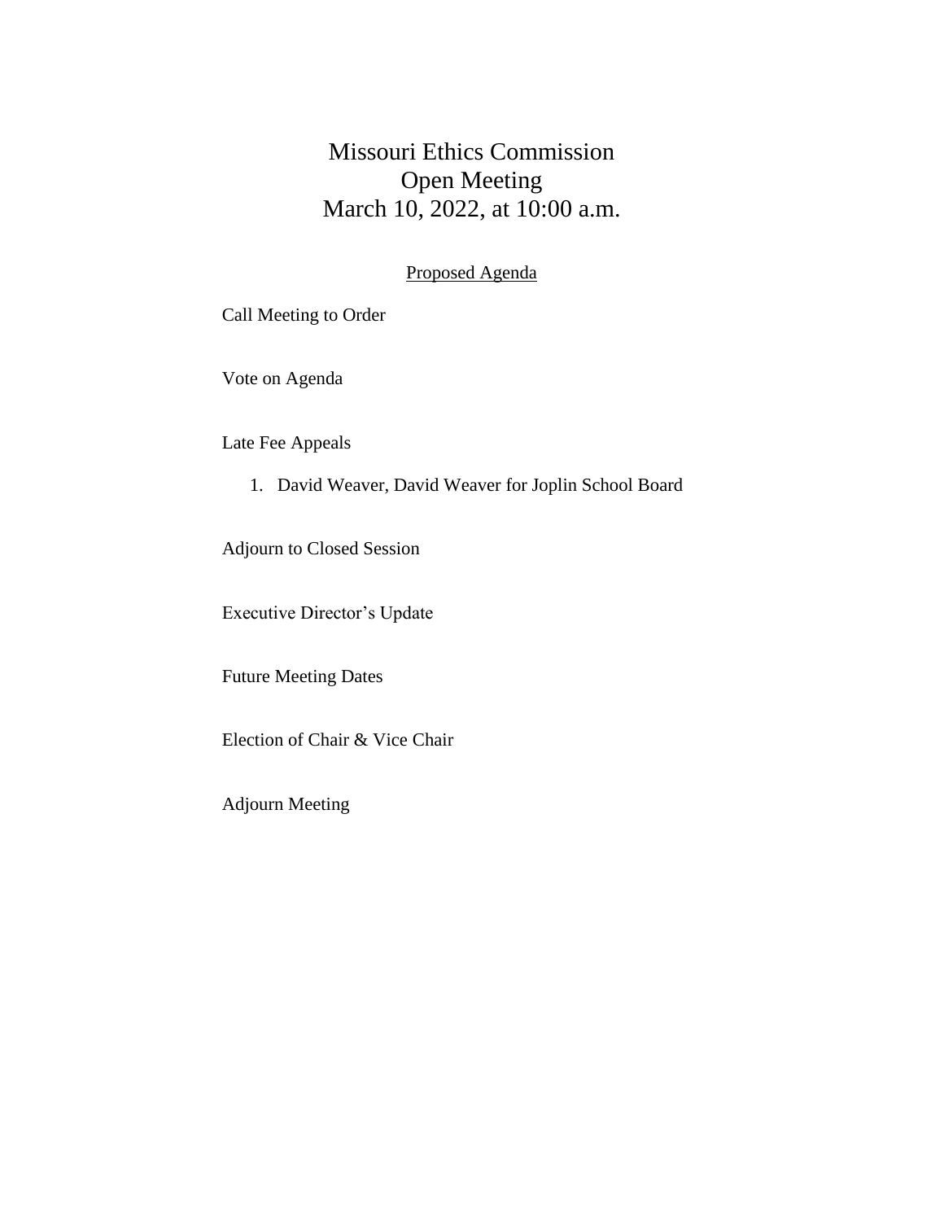# Missouri Ethics Commission
# Open Meeting
# March 10, 2022, at 10:00 a.m.

## Proposed Agenda

Call Meeting to Order

Vote on Agenda

Late Fee Appeals

1. David Weaver, David Weaver for Joplin School Board

Adjourn to Closed Session

Executive Director's Update

Future Meeting Dates

Election of Chair & Vice Chair

Adjourn Meeting